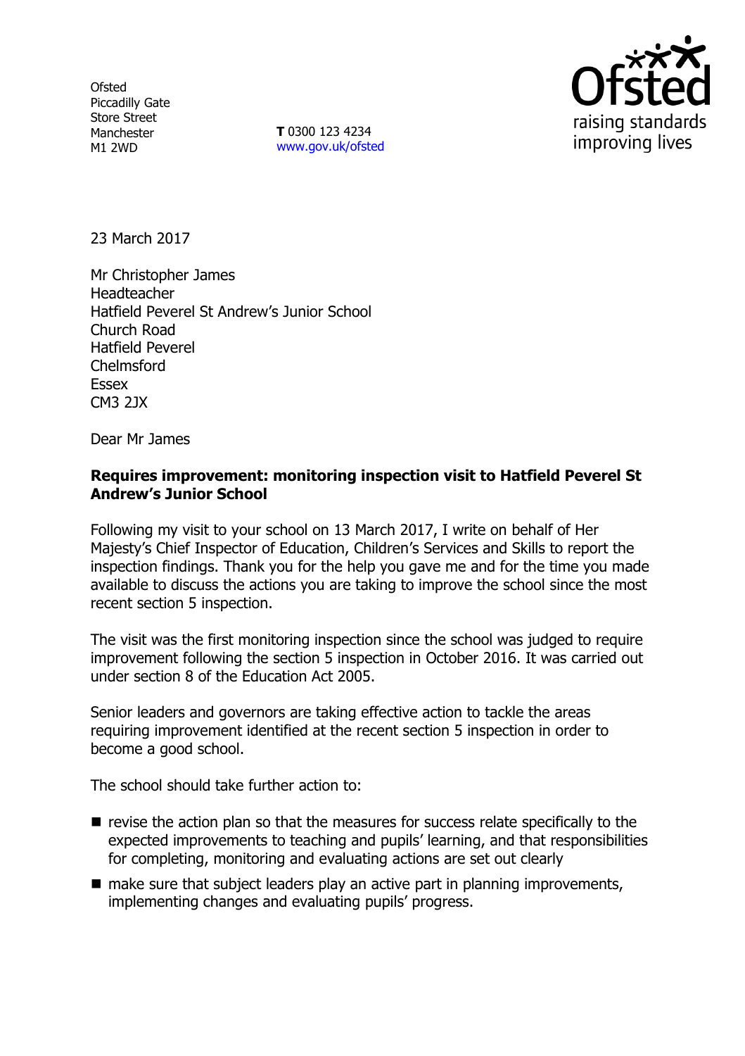Ofsted
Piccadilly Gate
Store Street
Manchester
M1 2WD

**T** 0300 123 4234
www.gov.uk/ofsted

23 March 2017

Mr Christopher James
Headteacher
Hatfield Peverel St Andrew's Junior School
Church Road
Hatfield Peverel
Chelmsford
Essex
CM3 2JX

Dear Mr James

**Requires improvement: monitoring inspection visit to Hatfield Peverel St Andrew's Junior School**

Following my visit to your school on 13 March 2017, I write on behalf of Her Majesty's Chief Inspector of Education, Children's Services and Skills to report the inspection findings. Thank you for the help you gave me and for the time you made available to discuss the actions you are taking to improve the school since the most recent section 5 inspection.

The visit was the first monitoring inspection since the school was judged to require improvement following the section 5 inspection in October 2016. It was carried out under section 8 of the Education Act 2005.

Senior leaders and governors are taking effective action to tackle the areas requiring improvement identified at the recent section 5 inspection in order to become a good school.

The school should take further action to:

- revise the action plan so that the measures for success relate specifically to the expected improvements to teaching and pupils' learning, and that responsibilities for completing, monitoring and evaluating actions are set out clearly
- make sure that subject leaders play an active part in planning improvements, implementing changes and evaluating pupils' progress.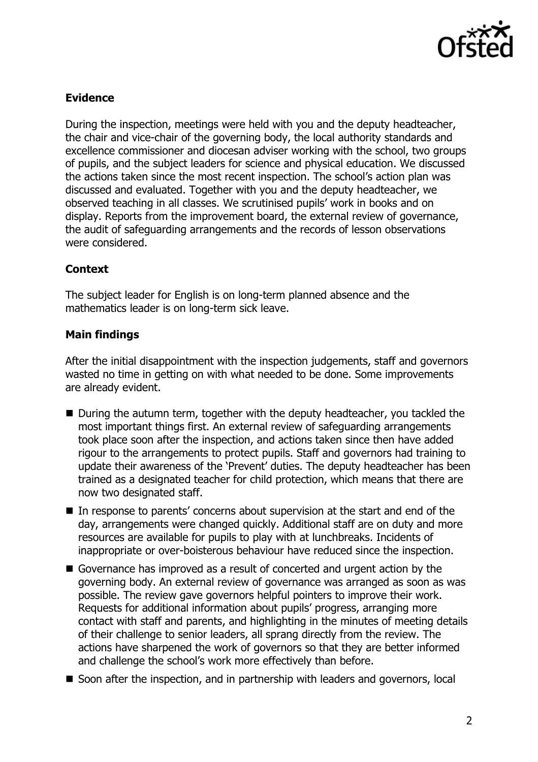**Evidence**

During the inspection, meetings were held with you and the deputy headteacher, the chair and vice-chair of the governing body, the local authority standards and excellence commissioner and diocesan adviser working with the school, two groups of pupils, and the subject leaders for science and physical education. We discussed the actions taken since the most recent inspection. The school's action plan was discussed and evaluated. Together with you and the deputy headteacher, we observed teaching in all classes. We scrutinised pupils' work in books and on display. Reports from the improvement board, the external review of governance, the audit of safeguarding arrangements and the records of lesson observations were considered.

**Context**

The subject leader for English is on long-term planned absence and the mathematics leader is on long-term sick leave.

**Main findings**

After the initial disappointment with the inspection judgements, staff and governors wasted no time in getting on with what needed to be done. Some improvements are already evident.

- During the autumn term, together with the deputy headteacher, you tackled the most important things first. An external review of safeguarding arrangements took place soon after the inspection, and actions taken since then have added rigour to the arrangements to protect pupils. Staff and governors had training to update their awareness of the 'Prevent' duties. The deputy headteacher has been trained as a designated teacher for child protection, which means that there are now two designated staff.
- In response to parents' concerns about supervision at the start and end of the day, arrangements were changed quickly. Additional staff are on duty and more resources are available for pupils to play with at lunchbreaks. Incidents of inappropriate or over-boisterous behaviour have reduced since the inspection.
- Governance has improved as a result of concerted and urgent action by the governing body. An external review of governance was arranged as soon as was possible. The review gave governors helpful pointers to improve their work. Requests for additional information about pupils' progress, arranging more contact with staff and parents, and highlighting in the minutes of meeting details of their challenge to senior leaders, all sprang directly from the review. The actions have sharpened the work of governors so that they are better informed and challenge the school's work more effectively than before.
- Soon after the inspection, and in partnership with leaders and governors, local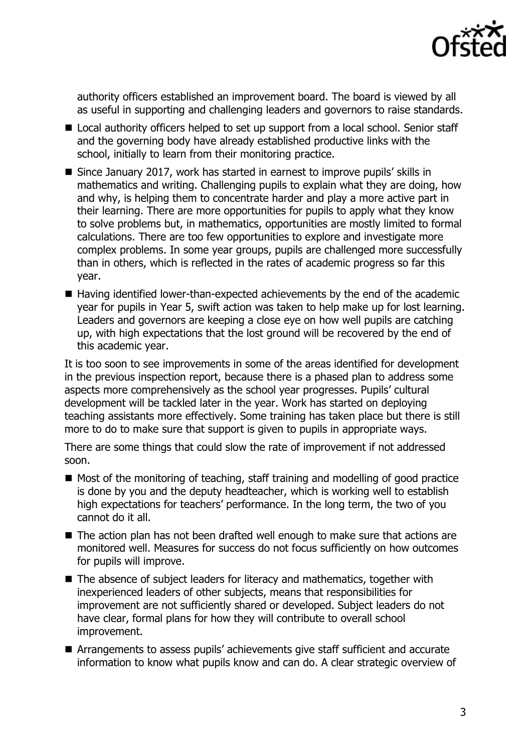authority officers established an improvement board. The board is viewed by all as useful in supporting and challenging leaders and governors to raise standards.

- Local authority officers helped to set up support from a local school. Senior staff and the governing body have already established productive links with the school, initially to learn from their monitoring practice.
- Since January 2017, work has started in earnest to improve pupils' skills in mathematics and writing. Challenging pupils to explain what they are doing, how and why, is helping them to concentrate harder and play a more active part in their learning. There are more opportunities for pupils to apply what they know to solve problems but, in mathematics, opportunities are mostly limited to formal calculations. There are too few opportunities to explore and investigate more complex problems. In some year groups, pupils are challenged more successfully than in others, which is reflected in the rates of academic progress so far this year.
- Having identified lower-than-expected achievements by the end of the academic year for pupils in Year 5, swift action was taken to help make up for lost learning. Leaders and governors are keeping a close eye on how well pupils are catching up, with high expectations that the lost ground will be recovered by the end of this academic year.

It is too soon to see improvements in some of the areas identified for development in the previous inspection report, because there is a phased plan to address some aspects more comprehensively as the school year progresses. Pupils' cultural development will be tackled later in the year. Work has started on deploying teaching assistants more effectively. Some training has taken place but there is still more to do to make sure that support is given to pupils in appropriate ways.

There are some things that could slow the rate of improvement if not addressed soon.

- Most of the monitoring of teaching, staff training and modelling of good practice is done by you and the deputy headteacher, which is working well to establish high expectations for teachers' performance. In the long term, the two of you cannot do it all.
- The action plan has not been drafted well enough to make sure that actions are monitored well. Measures for success do not focus sufficiently on how outcomes for pupils will improve.
- The absence of subject leaders for literacy and mathematics, together with inexperienced leaders of other subjects, means that responsibilities for improvement are not sufficiently shared or developed. Subject leaders do not have clear, formal plans for how they will contribute to overall school improvement.
- Arrangements to assess pupils' achievements give staff sufficient and accurate information to know what pupils know and can do. A clear strategic overview of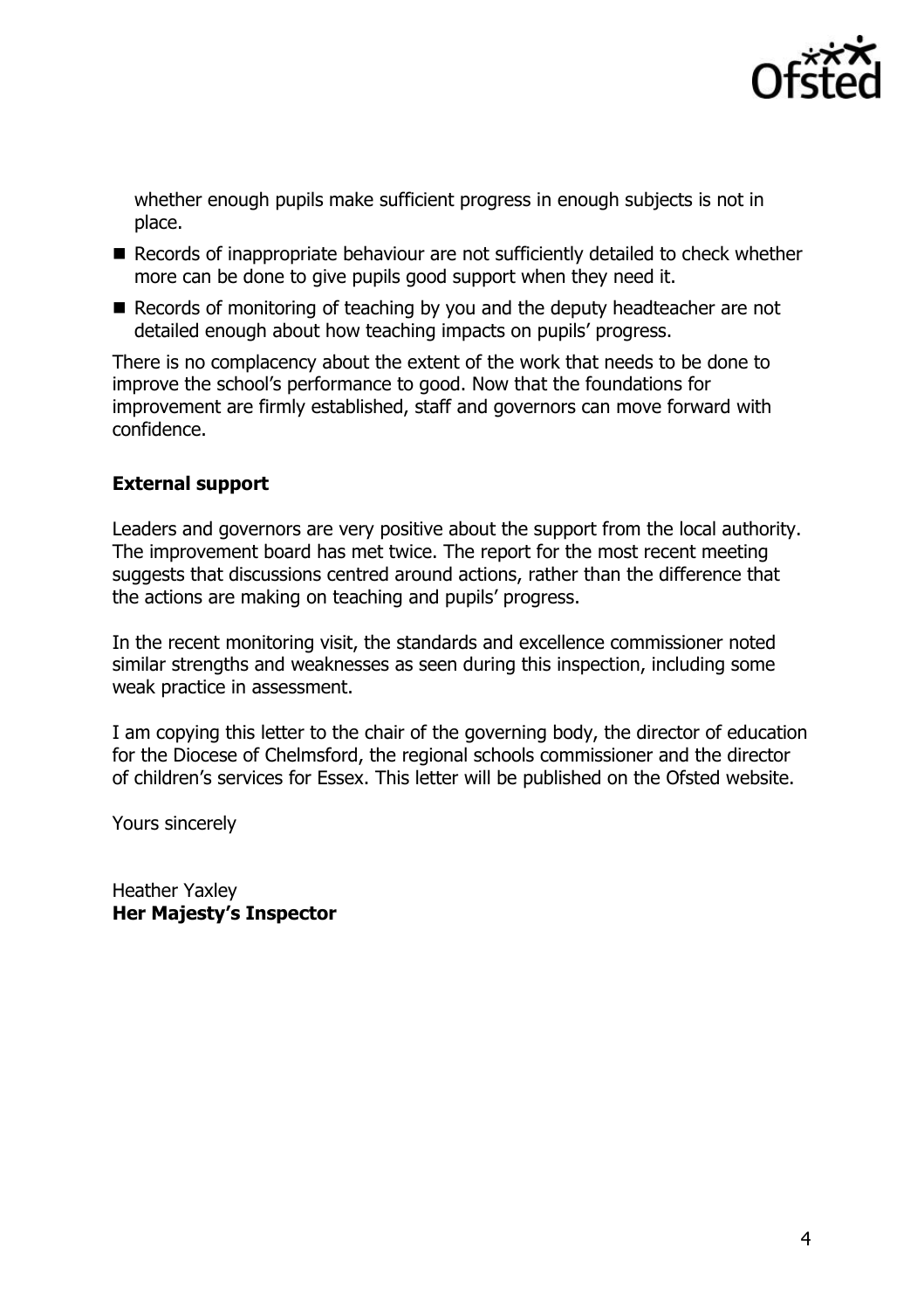whether enough pupils make sufficient progress in enough subjects is not in place.

- Records of inappropriate behaviour are not sufficiently detailed to check whether more can be done to give pupils good support when they need it.
- Records of monitoring of teaching by you and the deputy headteacher are not detailed enough about how teaching impacts on pupils' progress.

There is no complacency about the extent of the work that needs to be done to improve the school's performance to good. Now that the foundations for improvement are firmly established, staff and governors can move forward with confidence.

**External support**

Leaders and governors are very positive about the support from the local authority. The improvement board has met twice. The report for the most recent meeting suggests that discussions centred around actions, rather than the difference that the actions are making on teaching and pupils' progress.

In the recent monitoring visit, the standards and excellence commissioner noted similar strengths and weaknesses as seen during this inspection, including some weak practice in assessment.

I am copying this letter to the chair of the governing body, the director of education for the Diocese of Chelmsford, the regional schools commissioner and the director of children's services for Essex. This letter will be published on the Ofsted website.

Yours sincerely

Heather Yaxley
**Her Majesty's Inspector**